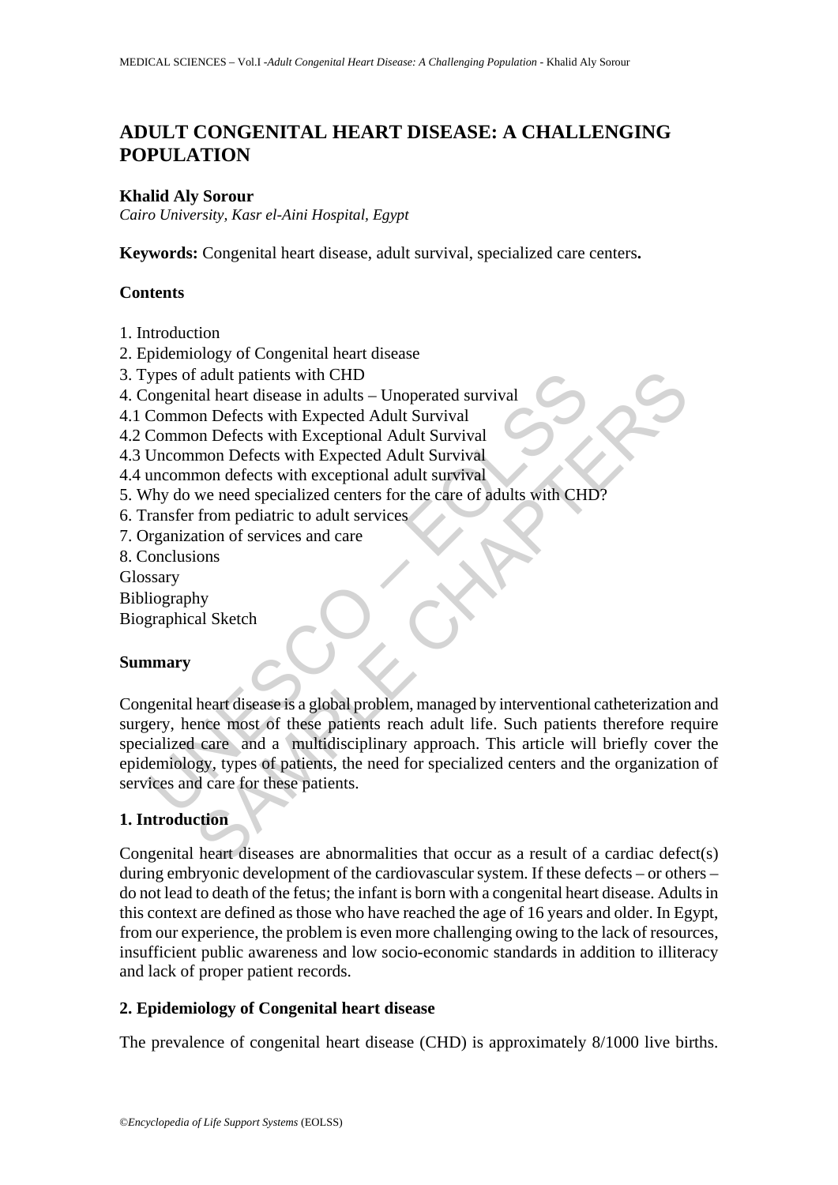# ADULT CONGENITAL HEART DISEASE: A CHALLENGING POPULATION

**Khalid Aly Sorour**

*Cairo University, Kasr el-Aini Hospital, Egypt*

**Keywords:** Congenital heart disease, adult survival, specialized care centers**.**

## Contents

1. Introduction
2. Epidemiology of Congenital heart disease
3. Types of adult patients with CHD
4. Congenital heart disease in adults – Unoperated survival
4.1 Common Defects with Expected Adult Survival
4.2 Common Defects with Exceptional Adult Survival
4.3 Uncommon Defects with Expected Adult Survival
4.4 uncommon defects with exceptional adult survival
5. Why do we need specialized centers for the care of adults with CHD?
6. Transfer from pediatric to adult services
7. Organization of services and care
8. Conclusions

Glossary
Bibliography
Biographical Sketch

## Summary

Congenital heart disease is a global problem, managed by interventional catheterization and surgery, hence most of these patients reach adult life. Such patients therefore require specialized care and a multidisciplinary approach. This article will briefly cover the epidemiology, types of patients, the need for specialized centers and the organization of services and care for these patients.

## 1. Introduction

Congenital heart diseases are abnormalities that occur as a result of a cardiac defect(s) during embryonic development of the cardiovascular system. If these defects – or others – do not lead to death of the fetus; the infant is born with a congenital heart disease. Adults in this context are defined as those who have reached the age of 16 years and older. In Egypt, from our experience, the problem is even more challenging owing to the lack of resources, insufficient public awareness and low socio-economic standards in addition to illiteracy and lack of proper patient records.

## 2. Epidemiology of Congenital heart disease

The prevalence of congenital heart disease (CHD) is approximately 8/1000 live births.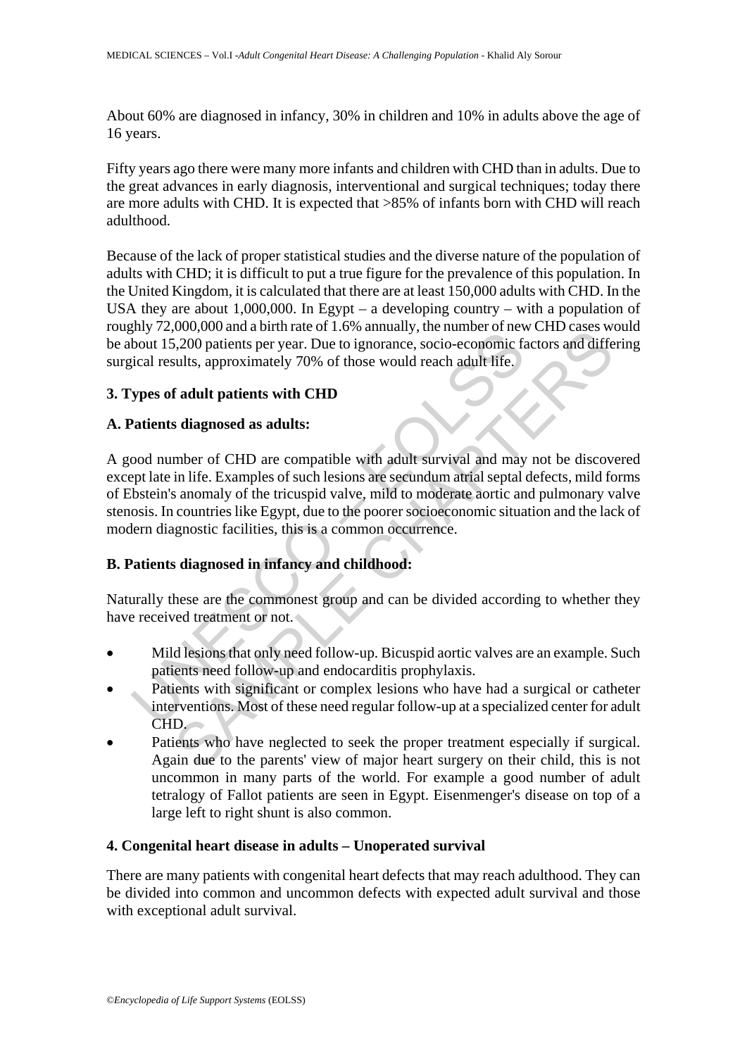About 60% are diagnosed in infancy, 30% in children and 10% in adults above the age of 16 years.

Fifty years ago there were many more infants and children with CHD than in adults. Due to the great advances in early diagnosis, interventional and surgical techniques; today there are more adults with CHD. It is expected that >85% of infants born with CHD will reach adulthood.

Because of the lack of proper statistical studies and the diverse nature of the population of adults with CHD; it is difficult to put a true figure for the prevalence of this population. In the United Kingdom, it is calculated that there are at least 150,000 adults with CHD. In the USA they are about 1,000,000. In Egypt – a developing country – with a population of roughly 72,000,000 and a birth rate of 1.6% annually, the number of new CHD cases would be about 15,200 patients per year. Due to ignorance, socio-economic factors and differing surgical results, approximately 70% of those would reach adult life.

## 3. Types of adult patients with CHD

### A. Patients diagnosed as adults:

A good number of CHD are compatible with adult survival and may not be discovered except late in life. Examples of such lesions are secundum atrial septal defects, mild forms of Ebstein's anomaly of the tricuspid valve, mild to moderate aortic and pulmonary valve stenosis. In countries like Egypt, due to the poorer socioeconomic situation and the lack of modern diagnostic facilities, this is a common occurrence.

### B. Patients diagnosed in infancy and childhood:

Naturally these are the commonest group and can be divided according to whether they have received treatment or not.

- Mild lesions that only need follow-up. Bicuspid aortic valves are an example. Such patients need follow-up and endocarditis prophylaxis.
- Patients with significant or complex lesions who have had a surgical or catheter interventions. Most of these need regular follow-up at a specialized center for adult CHD.
- Patients who have neglected to seek the proper treatment especially if surgical. Again due to the parents' view of major heart surgery on their child, this is not uncommon in many parts of the world. For example a good number of adult tetralogy of Fallot patients are seen in Egypt. Eisenmenger's disease on top of a large left to right shunt is also common.

## 4. Congenital heart disease in adults – Unoperated survival

There are many patients with congenital heart defects that may reach adulthood. They can be divided into common and uncommon defects with expected adult survival and those with exceptional adult survival.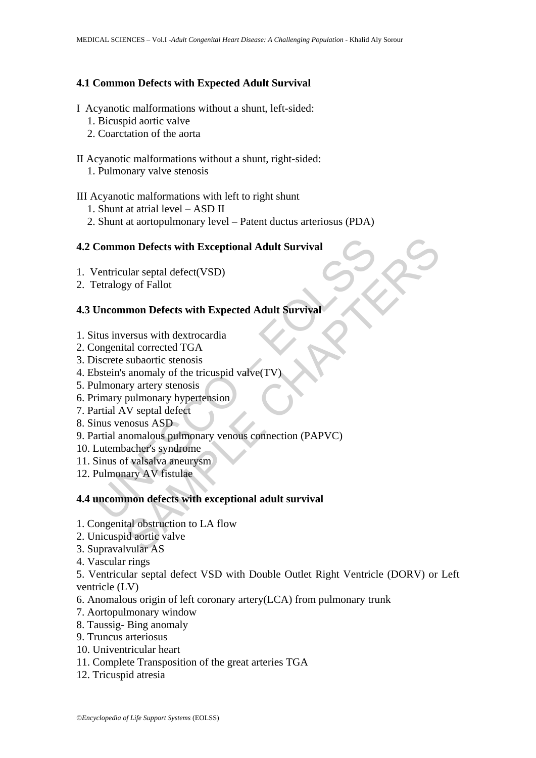### 4.1 Common Defects with Expected Adult Survival

I Acyanotic malformations without a shunt, left-sided:

1. Bicuspid aortic valve
2. Coarctation of the aorta

II Acyanotic malformations without a shunt, right-sided:

1. Pulmonary valve stenosis

III Acyanotic malformations with left to right shunt

1. Shunt at atrial level – ASD II
2. Shunt at aortopulmonary level – Patent ductus arteriosus (PDA)

### 4.2 Common Defects with Exceptional Adult Survival

1. Ventricular septal defect(VSD)
2. Tetralogy of Fallot

### 4.3 Uncommon Defects with Expected Adult Survival

1. Situs inversus with dextrocardia
2. Congenital corrected TGA
3. Discrete subaortic stenosis
4. Ebstein's anomaly of the tricuspid valve(TV)
5. Pulmonary artery stenosis
6. Primary pulmonary hypertension
7. Partial AV septal defect
8. Sinus venosus ASD
9. Partial anomalous pulmonary venous connection (PAPVC)
10. Lutembacher's syndrome
11. Sinus of valsalva aneurysm
12. Pulmonary AV fistulae

### 4.4 uncommon defects with exceptional adult survival

1. Congenital obstruction to LA flow
2. Unicuspid aortic valve
3. Supravalvular AS
4. Vascular rings
5. Ventricular septal defect VSD with Double Outlet Right Ventricle (DORV) or Left ventricle (LV)
6. Anomalous origin of left coronary artery(LCA) from pulmonary trunk
7. Aortopulmonary window
8. Taussig- Bing anomaly
9. Truncus arteriosus
10. Univentricular heart
11. Complete Transposition of the great arteries TGA
12. Tricuspid atresia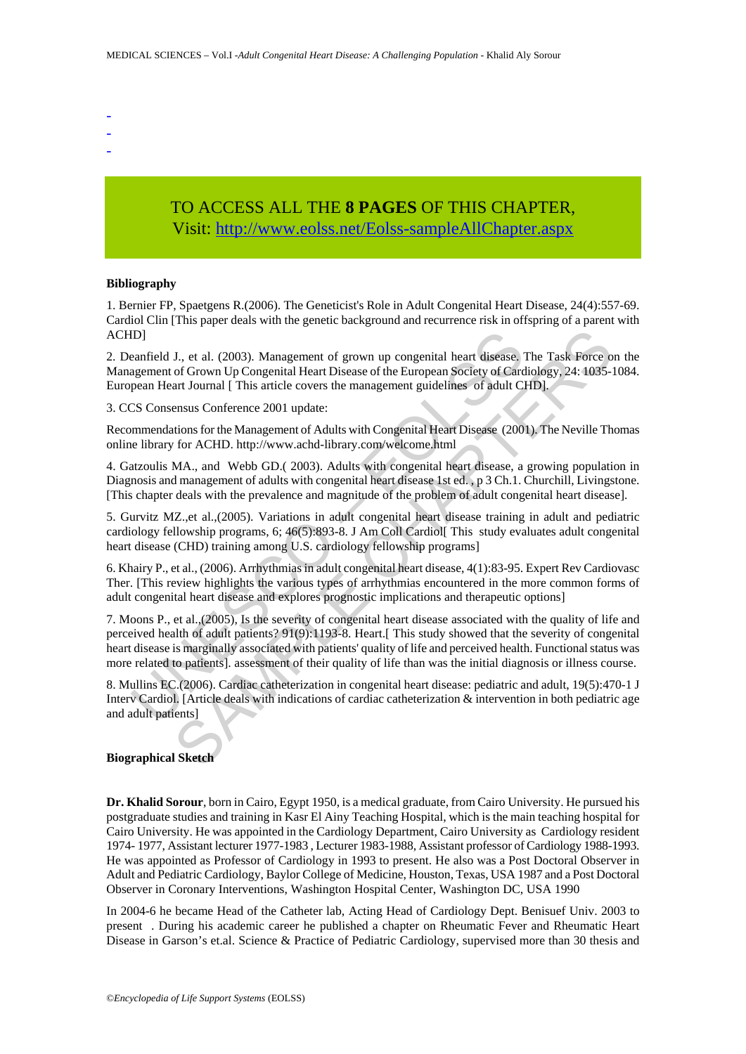-
-
-

TO ACCESS ALL THE **8 PAGES** OF THIS CHAPTER,
Visit: http://www.eolss.net/Eolss-sampleAllChapter.aspx

**Bibliography**

1. Bernier FP, Spaetgens R.(2006). The Geneticist's Role in Adult Congenital Heart Disease, 24(4):557-69. Cardiol Clin [This paper deals with the genetic background and recurrence risk in offspring of a parent with ACHD]

2. Deanfield J., et al. (2003). Management of grown up congenital heart disease. The Task Force on the Management of Grown Up Congenital Heart Disease of the European Society of Cardiology, 24: 1035-1084. European Heart Journal [ This article covers the management guidelines of adult CHD].

3. CCS Consensus Conference 2001 update:

Recommendations for the Management of Adults with Congenital Heart Disease (2001). The Neville Thomas online library for ACHD. http://www.achd-library.com/welcome.html

4. Gatzoulis MA., and Webb GD.( 2003). Adults with congenital heart disease, a growing population in Diagnosis and management of adults with congenital heart disease 1st ed. , p 3 Ch.1. Churchill, Livingstone. [This chapter deals with the prevalence and magnitude of the problem of adult congenital heart disease].

5. Gurvitz MZ.,et al.,(2005). Variations in adult congenital heart disease training in adult and pediatric cardiology fellowship programs, 6; 46(5):893-8. J Am Coll Cardiol[ This study evaluates adult congenital heart disease (CHD) training among U.S. cardiology fellowship programs]

6. Khairy P., et al., (2006). Arrhythmias in adult congenital heart disease, 4(1):83-95. Expert Rev Cardiovasc Ther. [This review highlights the various types of arrhythmias encountered in the more common forms of adult congenital heart disease and explores prognostic implications and therapeutic options]

7. Moons P., et al.,(2005), Is the severity of congenital heart disease associated with the quality of life and perceived health of adult patients? 91(9):1193-8. Heart.[ This study showed that the severity of congenital heart disease is marginally associated with patients' quality of life and perceived health. Functional status was more related to patients]. assessment of their quality of life than was the initial diagnosis or illness course.

8. Mullins EC.(2006). Cardiac catheterization in congenital heart disease: pediatric and adult, 19(5):470-1 J Interv Cardiol. [Article deals with indications of cardiac catheterization & intervention in both pediatric age and adult patients]

**Biographical Sketch**

**Dr. Khalid Sorour**, born in Cairo, Egypt 1950, is a medical graduate, from Cairo University. He pursued his postgraduate studies and training in Kasr El Ainy Teaching Hospital, which is the main teaching hospital for Cairo University. He was appointed in the Cardiology Department, Cairo University as Cardiology resident 1974- 1977, Assistant lecturer 1977-1983 , Lecturer 1983-1988, Assistant professor of Cardiology 1988-1993. He was appointed as Professor of Cardiology in 1993 to present. He also was a Post Doctoral Observer in Adult and Pediatric Cardiology, Baylor College of Medicine, Houston, Texas, USA 1987 and a Post Doctoral Observer in Coronary Interventions, Washington Hospital Center, Washington DC, USA 1990

In 2004-6 he became Head of the Catheter lab, Acting Head of Cardiology Dept. Benisuef Univ. 2003 to present . During his academic career he published a chapter on Rheumatic Fever and Rheumatic Heart Disease in Garson's et.al. Science & Practice of Pediatric Cardiology, supervised more than 30 thesis and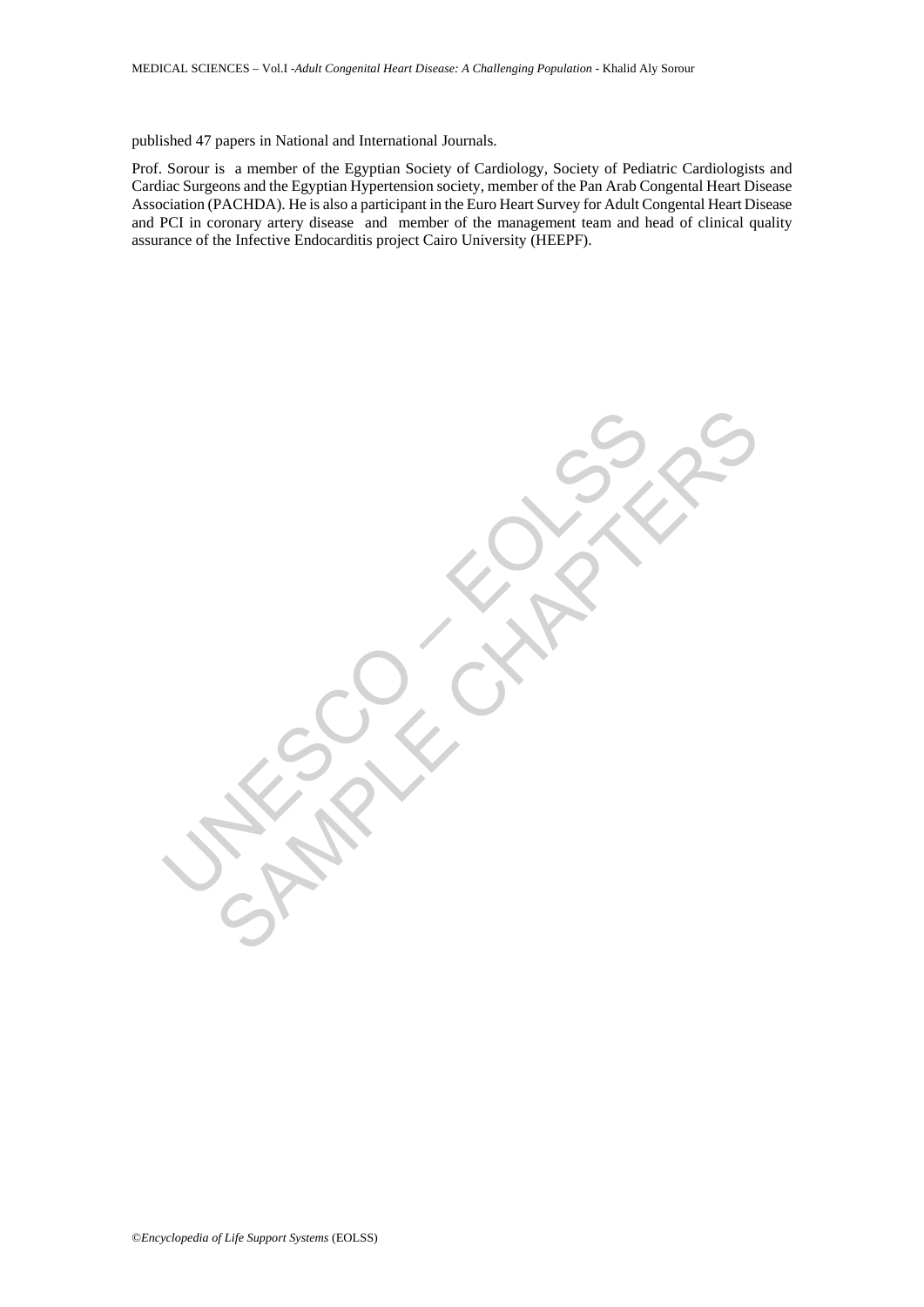published 47 papers in National and International Journals.

Prof. Sorour is a member of the Egyptian Society of Cardiology, Society of Pediatric Cardiologists and Cardiac Surgeons and the Egyptian Hypertension society, member of the Pan Arab Congental Heart Disease Association (PACHDA). He is also a participant in the Euro Heart Survey for Adult Congental Heart Disease and PCI in coronary artery disease and member of the management team and head of clinical quality assurance of the Infective Endocarditis project Cairo University (HEEPF).